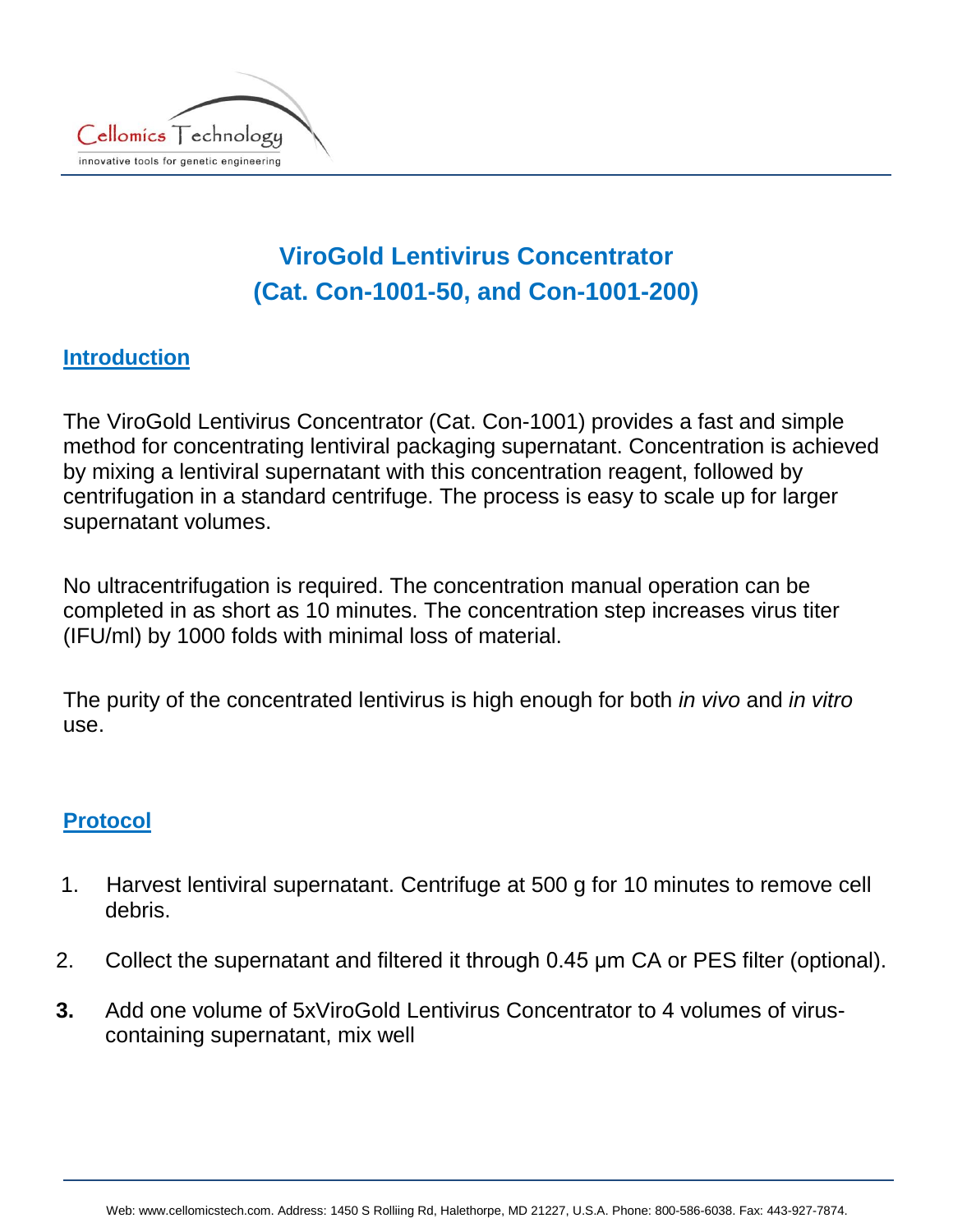Cellomics Technology
innovative tools for genetic engineering

# ViroGold Lentivirus Concentrator (Cat. Con-1001-50, and Con-1001-200)

## Introduction

The ViroGold Lentivirus Concentrator (Cat. Con-1001) provides a fast and simple method for concentrating lentiviral packaging supernatant. Concentration is achieved by mixing a lentiviral supernatant with this concentration reagent, followed by centrifugation in a standard centrifuge. The process is easy to scale up for larger supernatant volumes.

No ultracentrifugation is required. The concentration manual operation can be completed in as short as 10 minutes. The concentration step increases virus titer (IFU/ml) by 1000 folds with minimal loss of material.

The purity of the concentrated lentivirus is high enough for both *in vivo* and *in vitro* use.

## Protocol

1. Harvest lentiviral supernatant. Centrifuge at 500 g for 10 minutes to remove cell debris.
2. Collect the supernatant and filtered it through 0.45 μm CA or PES filter (optional).
3. Add one volume of 5xViroGold Lentivirus Concentrator to 4 volumes of virus-containing supernatant, mix well

Web: www.cellomicstech.com. Address: 1450 S Rolliing Rd, Halethorpe, MD 21227, U.S.A. Phone: 800-586-6038. Fax: 443-927-7874.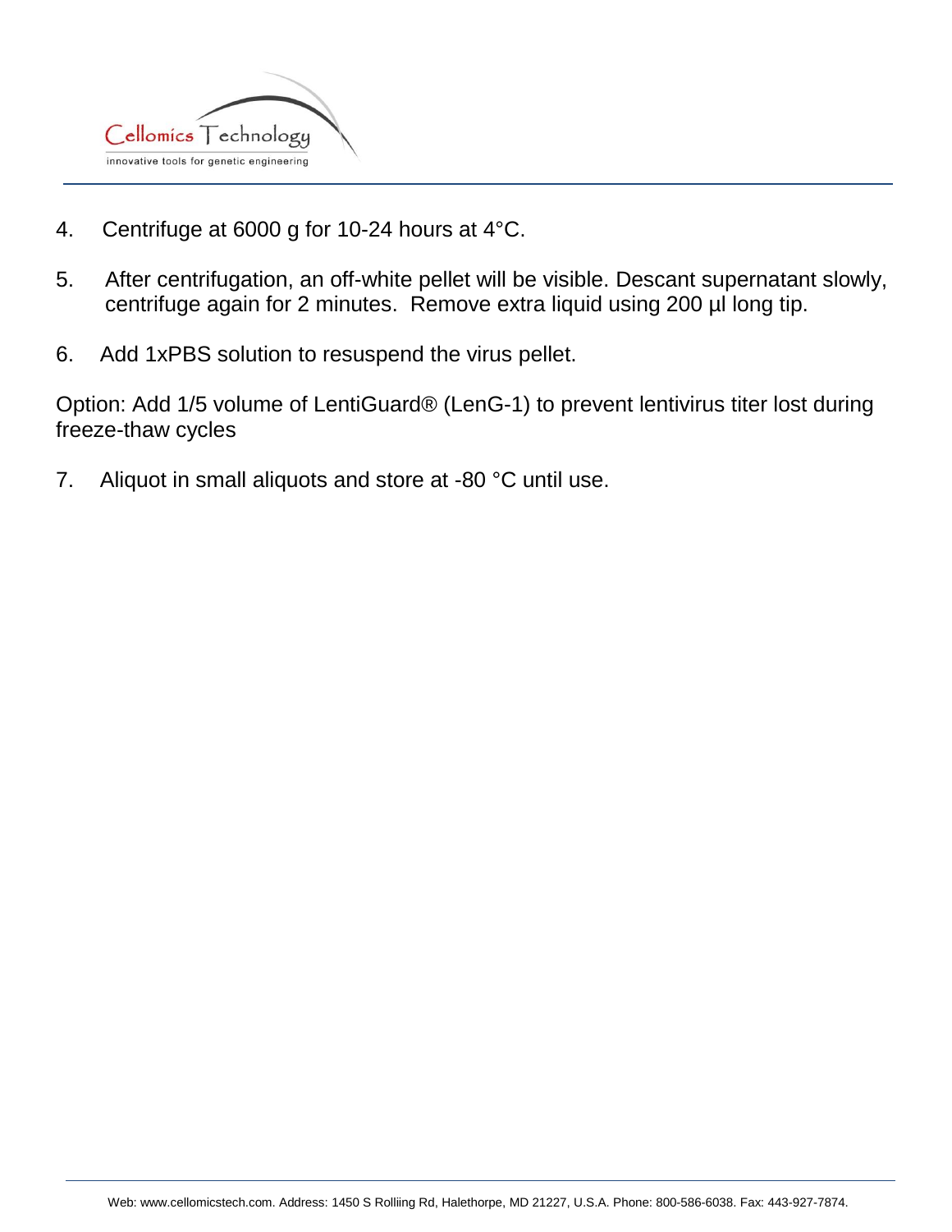4. Centrifuge at 6000 g for 10-24 hours at 4°C.

5. After centrifugation, an off-white pellet will be visible. Descant supernatant slowly, centrifuge again for 2 minutes. Remove extra liquid using 200 µl long tip.

6. Add 1xPBS solution to resuspend the virus pellet.

Option: Add 1/5 volume of LentiGuard® (LenG-1) to prevent lentivirus titer lost during freeze-thaw cycles

7. Aliquot in small aliquots and store at -80 °C until use.